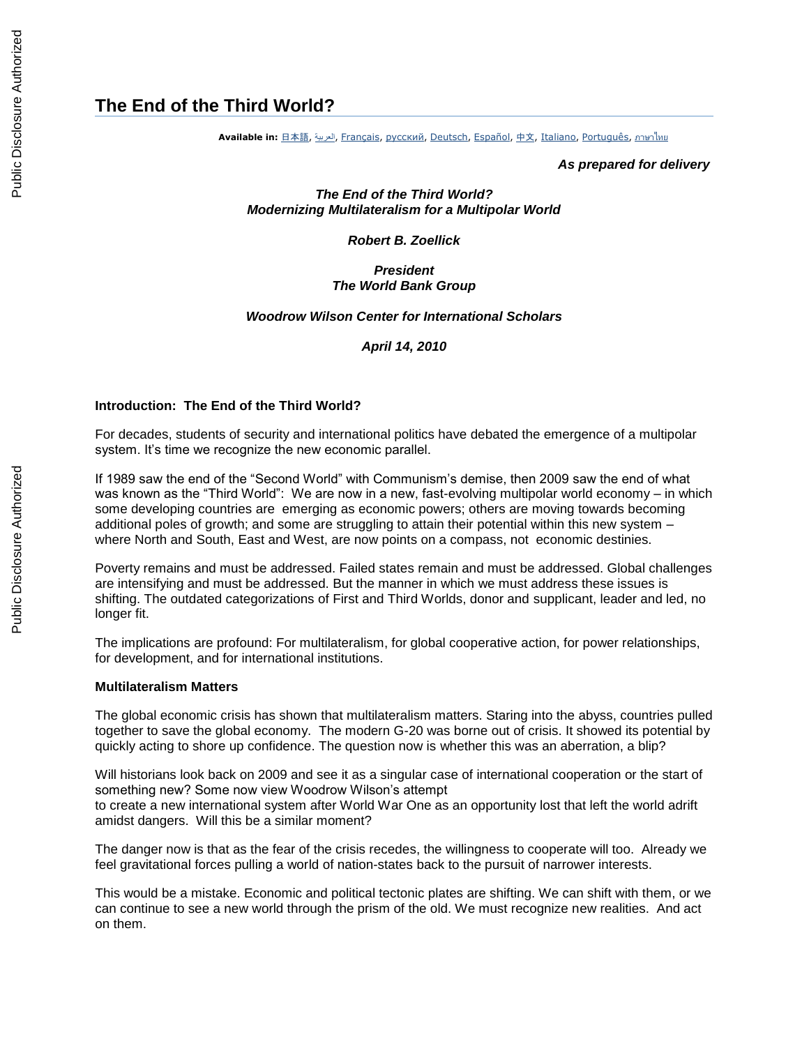# The End of the Third World?

**Available in:** 日本語, العربية, Français, русский, Deutsch, Español, 中文, Italiano, Português, ภาษาไทย

***As prepared for delivery***

***The End of the Third World?***
***Modernizing Multilateralism for a Multipolar World***

***Robert B. Zoellick***

***President***
***The World Bank Group***

***Woodrow Wilson Center for International Scholars***

***April 14, 2010***

## Introduction: The End of the Third World?

For decades, students of security and international politics have debated the emergence of a multipolar system. It's time we recognize the new economic parallel.

If 1989 saw the end of the "Second World" with Communism's demise, then 2009 saw the end of what was known as the "Third World": We are now in a new, fast-evolving multipolar world economy – in which some developing countries are emerging as economic powers; others are moving towards becoming additional poles of growth; and some are struggling to attain their potential within this new system – where North and South, East and West, are now points on a compass, not economic destinies.

Poverty remains and must be addressed. Failed states remain and must be addressed. Global challenges are intensifying and must be addressed. But the manner in which we must address these issues is shifting. The outdated categorizations of First and Third Worlds, donor and supplicant, leader and led, no longer fit.

The implications are profound: For multilateralism, for global cooperative action, for power relationships, for development, and for international institutions.

## Multilateralism Matters

The global economic crisis has shown that multilateralism matters. Staring into the abyss, countries pulled together to save the global economy. The modern G-20 was borne out of crisis. It showed its potential by quickly acting to shore up confidence. The question now is whether this was an aberration, a blip?

Will historians look back on 2009 and see it as a singular case of international cooperation or the start of something new? Some now view Woodrow Wilson's attempt to create a new international system after World War One as an opportunity lost that left the world adrift amidst dangers. Will this be a similar moment?

The danger now is that as the fear of the crisis recedes, the willingness to cooperate will too. Already we feel gravitational forces pulling a world of nation-states back to the pursuit of narrower interests.

This would be a mistake. Economic and political tectonic plates are shifting. We can shift with them, or we can continue to see a new world through the prism of the old. We must recognize new realities. And act on them.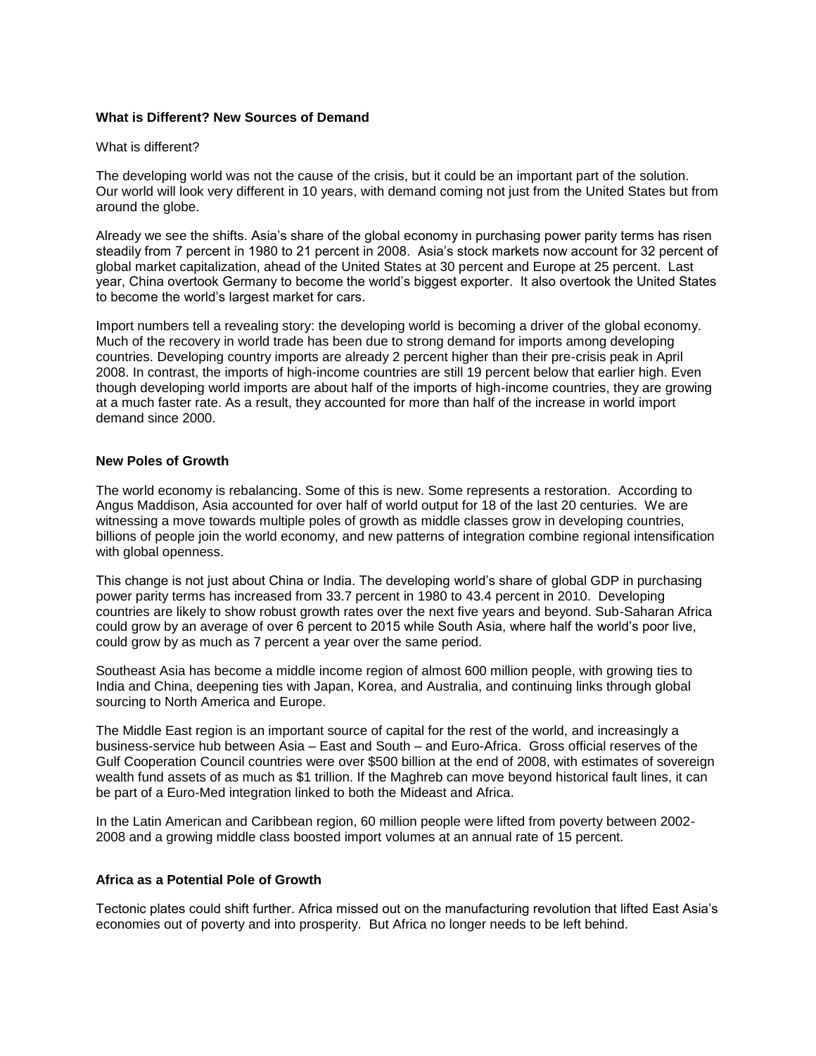### What is Different? New Sources of Demand

What is different?

The developing world was not the cause of the crisis, but it could be an important part of the solution. Our world will look very different in 10 years, with demand coming not just from the United States but from around the globe.

Already we see the shifts. Asia's share of the global economy in purchasing power parity terms has risen steadily from 7 percent in 1980 to 21 percent in 2008. Asia's stock markets now account for 32 percent of global market capitalization, ahead of the United States at 30 percent and Europe at 25 percent. Last year, China overtook Germany to become the world's biggest exporter. It also overtook the United States to become the world's largest market for cars.

Import numbers tell a revealing story: the developing world is becoming a driver of the global economy. Much of the recovery in world trade has been due to strong demand for imports among developing countries. Developing country imports are already 2 percent higher than their pre-crisis peak in April 2008. In contrast, the imports of high-income countries are still 19 percent below that earlier high. Even though developing world imports are about half of the imports of high-income countries, they are growing at a much faster rate. As a result, they accounted for more than half of the increase in world import demand since 2000.

### New Poles of Growth

The world economy is rebalancing. Some of this is new. Some represents a restoration. According to Angus Maddison, Asia accounted for over half of world output for 18 of the last 20 centuries. We are witnessing a move towards multiple poles of growth as middle classes grow in developing countries, billions of people join the world economy, and new patterns of integration combine regional intensification with global openness.

This change is not just about China or India. The developing world's share of global GDP in purchasing power parity terms has increased from 33.7 percent in 1980 to 43.4 percent in 2010. Developing countries are likely to show robust growth rates over the next five years and beyond. Sub-Saharan Africa could grow by an average of over 6 percent to 2015 while South Asia, where half the world's poor live, could grow by as much as 7 percent a year over the same period.

Southeast Asia has become a middle income region of almost 600 million people, with growing ties to India and China, deepening ties with Japan, Korea, and Australia, and continuing links through global sourcing to North America and Europe.

The Middle East region is an important source of capital for the rest of the world, and increasingly a business-service hub between Asia – East and South – and Euro-Africa. Gross official reserves of the Gulf Cooperation Council countries were over $500 billion at the end of 2008, with estimates of sovereign wealth fund assets of as much as $1 trillion. If the Maghreb can move beyond historical fault lines, it can be part of a Euro-Med integration linked to both the Mideast and Africa.

In the Latin American and Caribbean region, 60 million people were lifted from poverty between 2002-2008 and a growing middle class boosted import volumes at an annual rate of 15 percent.

### Africa as a Potential Pole of Growth

Tectonic plates could shift further. Africa missed out on the manufacturing revolution that lifted East Asia's economies out of poverty and into prosperity. But Africa no longer needs to be left behind.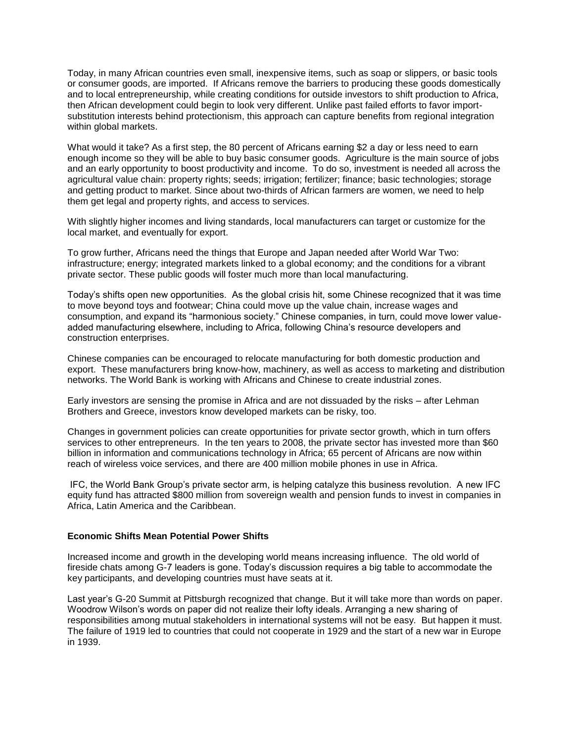Today, in many African countries even small, inexpensive items, such as soap or slippers, or basic tools or consumer goods, are imported. If Africans remove the barriers to producing these goods domestically and to local entrepreneurship, while creating conditions for outside investors to shift production to Africa, then African development could begin to look very different. Unlike past failed efforts to favor import-substitution interests behind protectionism, this approach can capture benefits from regional integration within global markets.

What would it take? As a first step, the 80 percent of Africans earning $2 a day or less need to earn enough income so they will be able to buy basic consumer goods. Agriculture is the main source of jobs and an early opportunity to boost productivity and income. To do so, investment is needed all across the agricultural value chain: property rights; seeds; irrigation; fertilizer; finance; basic technologies; storage and getting product to market. Since about two-thirds of African farmers are women, we need to help them get legal and property rights, and access to services.

With slightly higher incomes and living standards, local manufacturers can target or customize for the local market, and eventually for export.

To grow further, Africans need the things that Europe and Japan needed after World War Two: infrastructure; energy; integrated markets linked to a global economy; and the conditions for a vibrant private sector. These public goods will foster much more than local manufacturing.

Today's shifts open new opportunities. As the global crisis hit, some Chinese recognized that it was time to move beyond toys and footwear; China could move up the value chain, increase wages and consumption, and expand its "harmonious society." Chinese companies, in turn, could move lower value-added manufacturing elsewhere, including to Africa, following China's resource developers and construction enterprises.

Chinese companies can be encouraged to relocate manufacturing for both domestic production and export. These manufacturers bring know-how, machinery, as well as access to marketing and distribution networks. The World Bank is working with Africans and Chinese to create industrial zones.

Early investors are sensing the promise in Africa and are not dissuaded by the risks – after Lehman Brothers and Greece, investors know developed markets can be risky, too.

Changes in government policies can create opportunities for private sector growth, which in turn offers services to other entrepreneurs. In the ten years to 2008, the private sector has invested more than $60 billion in information and communications technology in Africa; 65 percent of Africans are now within reach of wireless voice services, and there are 400 million mobile phones in use in Africa.

IFC, the World Bank Group's private sector arm, is helping catalyze this business revolution. A new IFC equity fund has attracted $800 million from sovereign wealth and pension funds to invest in companies in Africa, Latin America and the Caribbean.

**Economic Shifts Mean Potential Power Shifts**

Increased income and growth in the developing world means increasing influence. The old world of fireside chats among G-7 leaders is gone. Today's discussion requires a big table to accommodate the key participants, and developing countries must have seats at it.

Last year's G-20 Summit at Pittsburgh recognized that change. But it will take more than words on paper. Woodrow Wilson's words on paper did not realize their lofty ideals. Arranging a new sharing of responsibilities among mutual stakeholders in international systems will not be easy. But happen it must. The failure of 1919 led to countries that could not cooperate in 1929 and the start of a new war in Europe in 1939.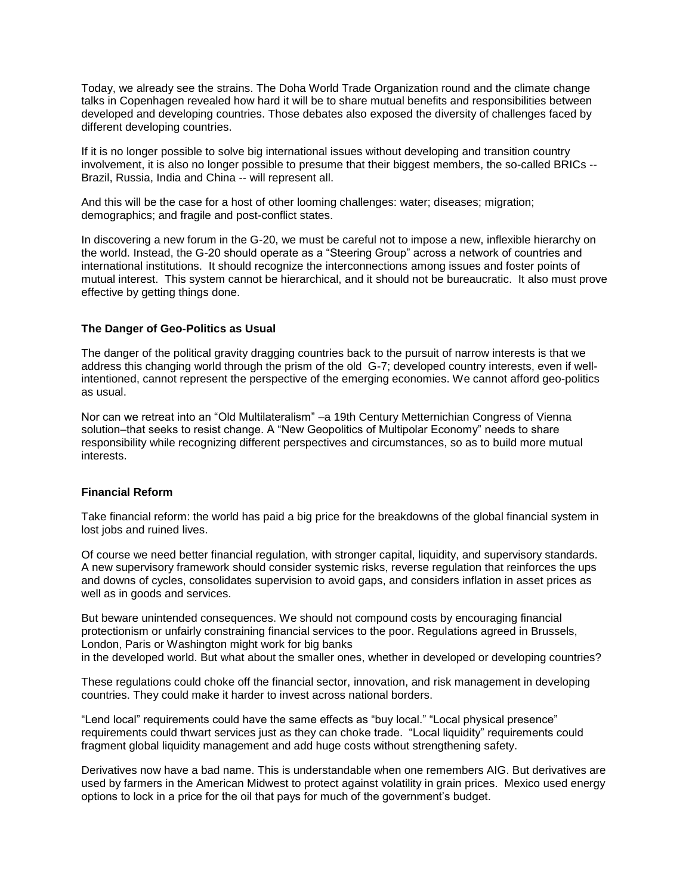Today, we already see the strains. The Doha World Trade Organization round and the climate change talks in Copenhagen revealed how hard it will be to share mutual benefits and responsibilities between developed and developing countries. Those debates also exposed the diversity of challenges faced by different developing countries.

If it is no longer possible to solve big international issues without developing and transition country involvement, it is also no longer possible to presume that their biggest members, the so-called BRICs -- Brazil, Russia, India and China -- will represent all.

And this will be the case for a host of other looming challenges: water; diseases; migration; demographics; and fragile and post-conflict states.

In discovering a new forum in the G-20, we must be careful not to impose a new, inflexible hierarchy on the world. Instead, the G-20 should operate as a "Steering Group" across a network of countries and international institutions. It should recognize the interconnections among issues and foster points of mutual interest. This system cannot be hierarchical, and it should not be bureaucratic. It also must prove effective by getting things done.

**The Danger of Geo-Politics as Usual**

The danger of the political gravity dragging countries back to the pursuit of narrow interests is that we address this changing world through the prism of the old G-7; developed country interests, even if well-intentioned, cannot represent the perspective of the emerging economies. We cannot afford geo-politics as usual.

Nor can we retreat into an "Old Multilateralism" –a 19th Century Metternichian Congress of Vienna solution–that seeks to resist change. A "New Geopolitics of Multipolar Economy" needs to share responsibility while recognizing different perspectives and circumstances, so as to build more mutual interests.

**Financial Reform**

Take financial reform: the world has paid a big price for the breakdowns of the global financial system in lost jobs and ruined lives.

Of course we need better financial regulation, with stronger capital, liquidity, and supervisory standards. A new supervisory framework should consider systemic risks, reverse regulation that reinforces the ups and downs of cycles, consolidates supervision to avoid gaps, and considers inflation in asset prices as well as in goods and services.

But beware unintended consequences. We should not compound costs by encouraging financial protectionism or unfairly constraining financial services to the poor. Regulations agreed in Brussels, London, Paris or Washington might work for big banks in the developed world. But what about the smaller ones, whether in developed or developing countries?

These regulations could choke off the financial sector, innovation, and risk management in developing countries. They could make it harder to invest across national borders.

"Lend local" requirements could have the same effects as "buy local." "Local physical presence" requirements could thwart services just as they can choke trade. "Local liquidity" requirements could fragment global liquidity management and add huge costs without strengthening safety.

Derivatives now have a bad name. This is understandable when one remembers AIG. But derivatives are used by farmers in the American Midwest to protect against volatility in grain prices. Mexico used energy options to lock in a price for the oil that pays for much of the government's budget.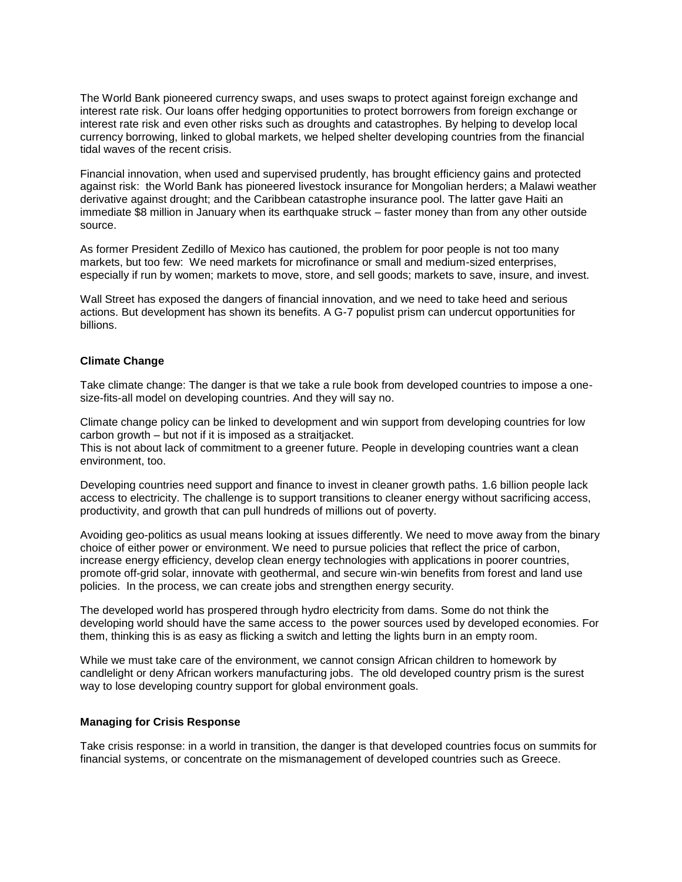The World Bank pioneered currency swaps, and uses swaps to protect against foreign exchange and interest rate risk. Our loans offer hedging opportunities to protect borrowers from foreign exchange or interest rate risk and even other risks such as droughts and catastrophes. By helping to develop local currency borrowing, linked to global markets, we helped shelter developing countries from the financial tidal waves of the recent crisis.

Financial innovation, when used and supervised prudently, has brought efficiency gains and protected against risk: the World Bank has pioneered livestock insurance for Mongolian herders; a Malawi weather derivative against drought; and the Caribbean catastrophe insurance pool. The latter gave Haiti an immediate $8 million in January when its earthquake struck – faster money than from any other outside source.

As former President Zedillo of Mexico has cautioned, the problem for poor people is not too many markets, but too few: We need markets for microfinance or small and medium-sized enterprises, especially if run by women; markets to move, store, and sell goods; markets to save, insure, and invest.

Wall Street has exposed the dangers of financial innovation, and we need to take heed and serious actions. But development has shown its benefits. A G-7 populist prism can undercut opportunities for billions.

### Climate Change

Take climate change: The danger is that we take a rule book from developed countries to impose a one-size-fits-all model on developing countries. And they will say no.

Climate change policy can be linked to development and win support from developing countries for low carbon growth – but not if it is imposed as a straitjacket.
This is not about lack of commitment to a greener future. People in developing countries want a clean environment, too.

Developing countries need support and finance to invest in cleaner growth paths. 1.6 billion people lack access to electricity. The challenge is to support transitions to cleaner energy without sacrificing access, productivity, and growth that can pull hundreds of millions out of poverty.

Avoiding geo-politics as usual means looking at issues differently. We need to move away from the binary choice of either power or environment. We need to pursue policies that reflect the price of carbon, increase energy efficiency, develop clean energy technologies with applications in poorer countries, promote off-grid solar, innovate with geothermal, and secure win-win benefits from forest and land use policies. In the process, we can create jobs and strengthen energy security.

The developed world has prospered through hydro electricity from dams. Some do not think the developing world should have the same access to the power sources used by developed economies. For them, thinking this is as easy as flicking a switch and letting the lights burn in an empty room.

While we must take care of the environment, we cannot consign African children to homework by candlelight or deny African workers manufacturing jobs. The old developed country prism is the surest way to lose developing country support for global environment goals.

### Managing for Crisis Response

Take crisis response: in a world in transition, the danger is that developed countries focus on summits for financial systems, or concentrate on the mismanagement of developed countries such as Greece.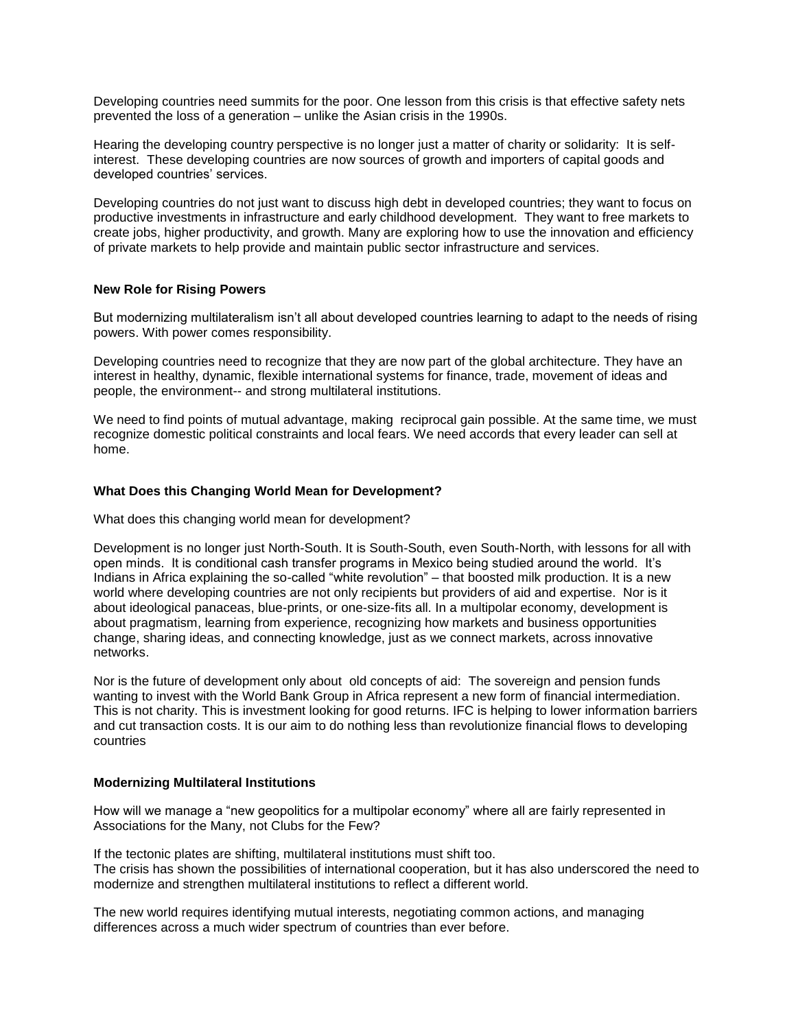Developing countries need summits for the poor. One lesson from this crisis is that effective safety nets prevented the loss of a generation – unlike the Asian crisis in the 1990s.

Hearing the developing country perspective is no longer just a matter of charity or solidarity: It is self-interest. These developing countries are now sources of growth and importers of capital goods and developed countries' services.

Developing countries do not just want to discuss high debt in developed countries; they want to focus on productive investments in infrastructure and early childhood development. They want to free markets to create jobs, higher productivity, and growth. Many are exploring how to use the innovation and efficiency of private markets to help provide and maintain public sector infrastructure and services.

**New Role for Rising Powers**

But modernizing multilateralism isn't all about developed countries learning to adapt to the needs of rising powers. With power comes responsibility.

Developing countries need to recognize that they are now part of the global architecture. They have an interest in healthy, dynamic, flexible international systems for finance, trade, movement of ideas and people, the environment-- and strong multilateral institutions.

We need to find points of mutual advantage, making reciprocal gain possible. At the same time, we must recognize domestic political constraints and local fears. We need accords that every leader can sell at home.

**What Does this Changing World Mean for Development?**

What does this changing world mean for development?

Development is no longer just North-South. It is South-South, even South-North, with lessons for all with open minds. It is conditional cash transfer programs in Mexico being studied around the world. It's Indians in Africa explaining the so-called "white revolution" – that boosted milk production. It is a new world where developing countries are not only recipients but providers of aid and expertise. Nor is it about ideological panaceas, blue-prints, or one-size-fits all. In a multipolar economy, development is about pragmatism, learning from experience, recognizing how markets and business opportunities change, sharing ideas, and connecting knowledge, just as we connect markets, across innovative networks.

Nor is the future of development only about old concepts of aid: The sovereign and pension funds wanting to invest with the World Bank Group in Africa represent a new form of financial intermediation. This is not charity. This is investment looking for good returns. IFC is helping to lower information barriers and cut transaction costs. It is our aim to do nothing less than revolutionize financial flows to developing countries

**Modernizing Multilateral Institutions**

How will we manage a "new geopolitics for a multipolar economy" where all are fairly represented in Associations for the Many, not Clubs for the Few?

If the tectonic plates are shifting, multilateral institutions must shift too.
The crisis has shown the possibilities of international cooperation, but it has also underscored the need to modernize and strengthen multilateral institutions to reflect a different world.

The new world requires identifying mutual interests, negotiating common actions, and managing differences across a much wider spectrum of countries than ever before.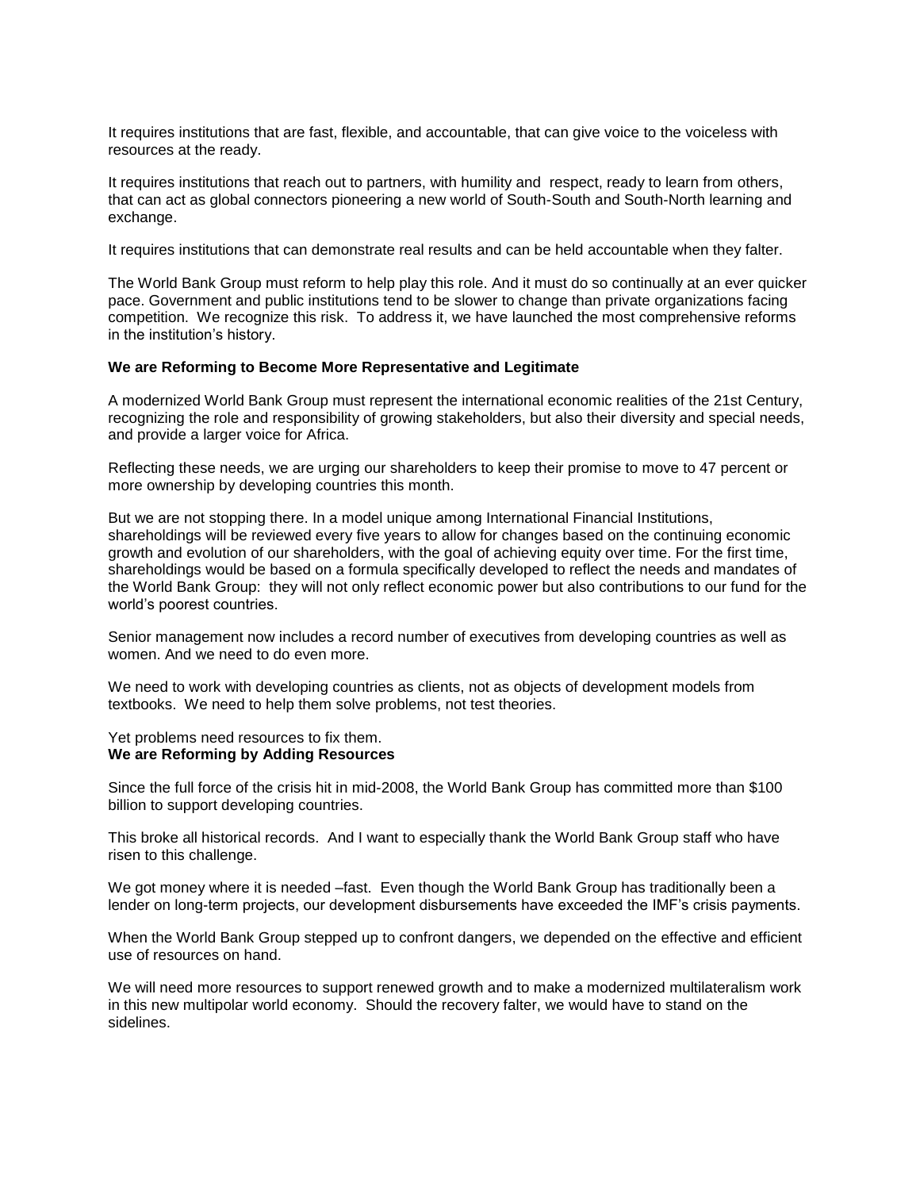It requires institutions that are fast, flexible, and accountable, that can give voice to the voiceless with resources at the ready.

It requires institutions that reach out to partners, with humility and respect, ready to learn from others, that can act as global connectors pioneering a new world of South-South and South-North learning and exchange.

It requires institutions that can demonstrate real results and can be held accountable when they falter.

The World Bank Group must reform to help play this role. And it must do so continually at an ever quicker pace. Government and public institutions tend to be slower to change than private organizations facing competition. We recognize this risk. To address it, we have launched the most comprehensive reforms in the institution's history.

**We are Reforming to Become More Representative and Legitimate**

A modernized World Bank Group must represent the international economic realities of the 21st Century, recognizing the role and responsibility of growing stakeholders, but also their diversity and special needs, and provide a larger voice for Africa.

Reflecting these needs, we are urging our shareholders to keep their promise to move to 47 percent or more ownership by developing countries this month.

But we are not stopping there. In a model unique among International Financial Institutions, shareholdings will be reviewed every five years to allow for changes based on the continuing economic growth and evolution of our shareholders, with the goal of achieving equity over time. For the first time, shareholdings would be based on a formula specifically developed to reflect the needs and mandates of the World Bank Group: they will not only reflect economic power but also contributions to our fund for the world's poorest countries.

Senior management now includes a record number of executives from developing countries as well as women. And we need to do even more.

We need to work with developing countries as clients, not as objects of development models from textbooks. We need to help them solve problems, not test theories.

Yet problems need resources to fix them.

**We are Reforming by Adding Resources**

Since the full force of the crisis hit in mid-2008, the World Bank Group has committed more than $100 billion to support developing countries.

This broke all historical records. And I want to especially thank the World Bank Group staff who have risen to this challenge.

We got money where it is needed –fast. Even though the World Bank Group has traditionally been a lender on long-term projects, our development disbursements have exceeded the IMF's crisis payments.

When the World Bank Group stepped up to confront dangers, we depended on the effective and efficient use of resources on hand.

We will need more resources to support renewed growth and to make a modernized multilateralism work in this new multipolar world economy. Should the recovery falter, we would have to stand on the sidelines.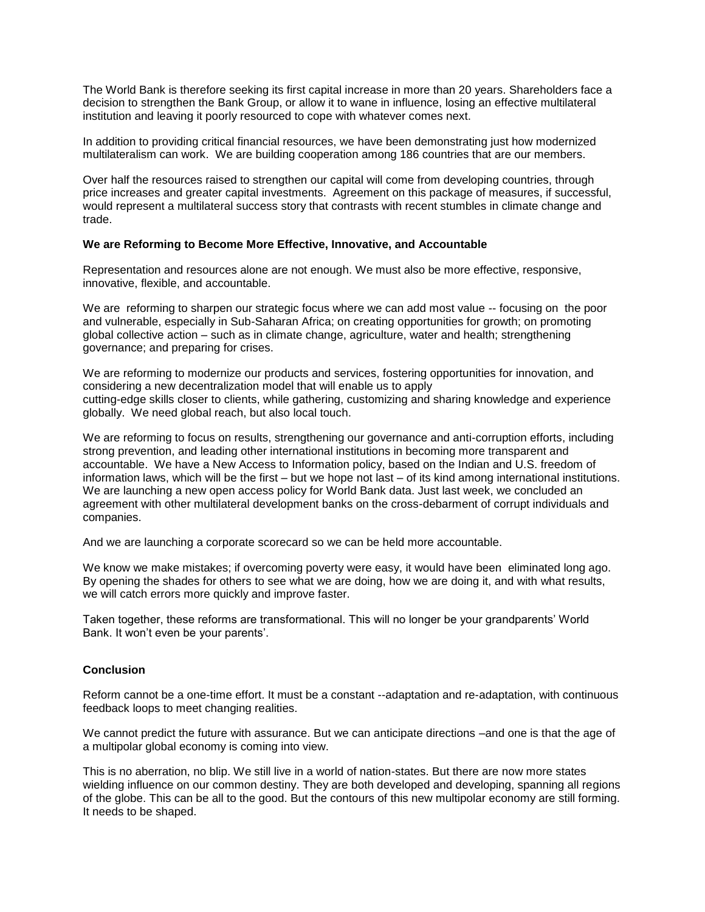The World Bank is therefore seeking its first capital increase in more than 20 years. Shareholders face a decision to strengthen the Bank Group, or allow it to wane in influence, losing an effective multilateral institution and leaving it poorly resourced to cope with whatever comes next.

In addition to providing critical financial resources, we have been demonstrating just how modernized multilateralism can work. We are building cooperation among 186 countries that are our members.

Over half the resources raised to strengthen our capital will come from developing countries, through price increases and greater capital investments. Agreement on this package of measures, if successful, would represent a multilateral success story that contrasts with recent stumbles in climate change and trade.

**We are Reforming to Become More Effective, Innovative, and Accountable**

Representation and resources alone are not enough. We must also be more effective, responsive, innovative, flexible, and accountable.

We are reforming to sharpen our strategic focus where we can add most value -- focusing on the poor and vulnerable, especially in Sub-Saharan Africa; on creating opportunities for growth; on promoting global collective action – such as in climate change, agriculture, water and health; strengthening governance; and preparing for crises.

We are reforming to modernize our products and services, fostering opportunities for innovation, and considering a new decentralization model that will enable us to apply cutting-edge skills closer to clients, while gathering, customizing and sharing knowledge and experience globally. We need global reach, but also local touch.

We are reforming to focus on results, strengthening our governance and anti-corruption efforts, including strong prevention, and leading other international institutions in becoming more transparent and accountable. We have a New Access to Information policy, based on the Indian and U.S. freedom of information laws, which will be the first – but we hope not last – of its kind among international institutions. We are launching a new open access policy for World Bank data. Just last week, we concluded an agreement with other multilateral development banks on the cross-debarment of corrupt individuals and companies.

And we are launching a corporate scorecard so we can be held more accountable.

We know we make mistakes; if overcoming poverty were easy, it would have been eliminated long ago. By opening the shades for others to see what we are doing, how we are doing it, and with what results, we will catch errors more quickly and improve faster.

Taken together, these reforms are transformational. This will no longer be your grandparents' World Bank. It won't even be your parents'.

**Conclusion**

Reform cannot be a one-time effort. It must be a constant --adaptation and re-adaptation, with continuous feedback loops to meet changing realities.

We cannot predict the future with assurance. But we can anticipate directions –and one is that the age of a multipolar global economy is coming into view.

This is no aberration, no blip. We still live in a world of nation-states. But there are now more states wielding influence on our common destiny. They are both developed and developing, spanning all regions of the globe. This can be all to the good. But the contours of this new multipolar economy are still forming. It needs to be shaped.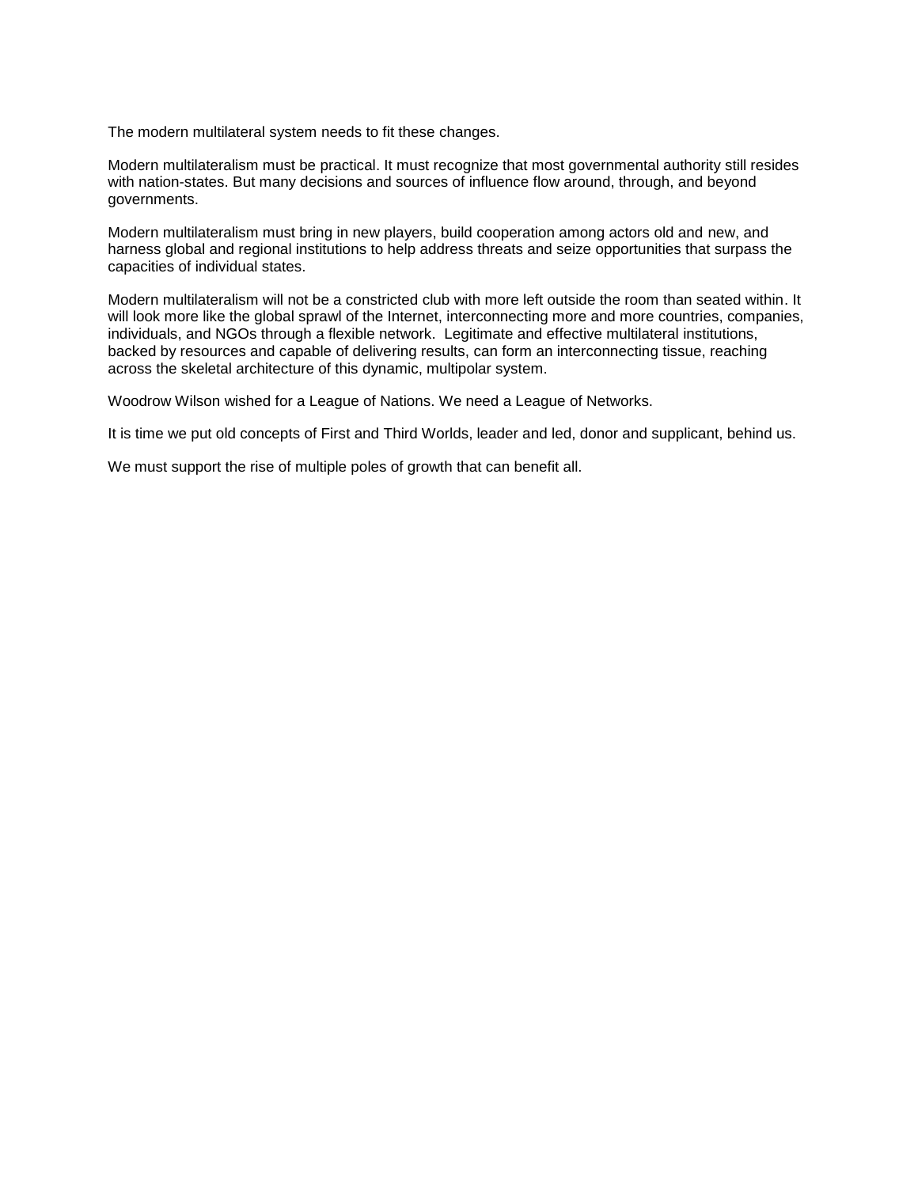The modern multilateral system needs to fit these changes.

Modern multilateralism must be practical. It must recognize that most governmental authority still resides with nation-states. But many decisions and sources of influence flow around, through, and beyond governments.

Modern multilateralism must bring in new players, build cooperation among actors old and new, and harness global and regional institutions to help address threats and seize opportunities that surpass the capacities of individual states.

Modern multilateralism will not be a constricted club with more left outside the room than seated within. It will look more like the global sprawl of the Internet, interconnecting more and more countries, companies, individuals, and NGOs through a flexible network. Legitimate and effective multilateral institutions, backed by resources and capable of delivering results, can form an interconnecting tissue, reaching across the skeletal architecture of this dynamic, multipolar system.

Woodrow Wilson wished for a League of Nations. We need a League of Networks.

It is time we put old concepts of First and Third Worlds, leader and led, donor and supplicant, behind us.

We must support the rise of multiple poles of growth that can benefit all.